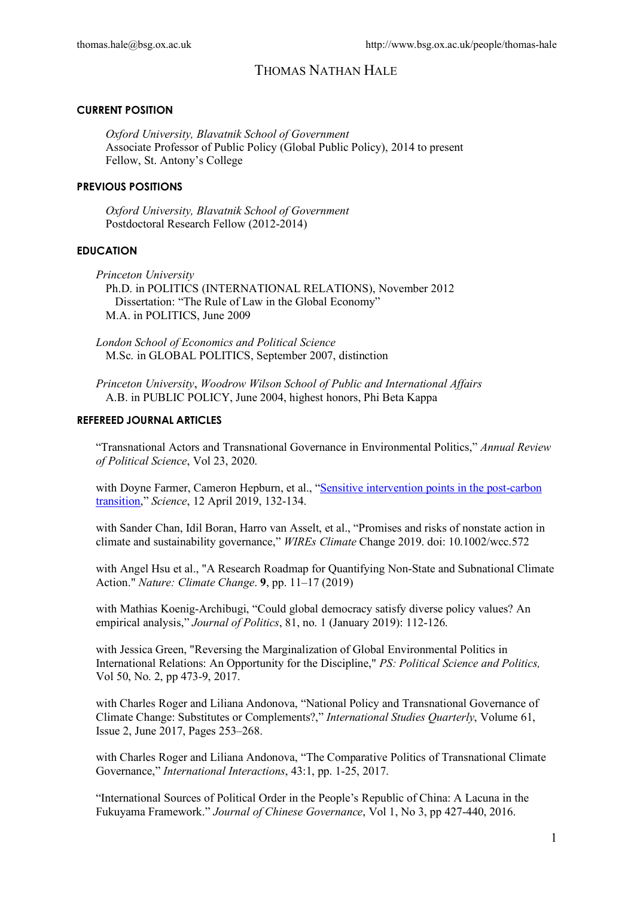thomas.hale@bsg.ox.ac.uk http://www.bsg.ox.ac.uk/people/thomas-hale

# THOMAS NATHAN HALE

## CURRENT POSITION

*Oxford University, Blavatnik School of Government*
Associate Professor of Public Policy (Global Public Policy), 2014 to present
Fellow, St. Antony's College

## PREVIOUS POSITIONS

*Oxford University, Blavatnik School of Government*
Postdoctoral Research Fellow (2012-2014)

## EDUCATION

*Princeton University*
Ph.D. in POLITICS (INTERNATIONAL RELATIONS), November 2012
Dissertation: "The Rule of Law in the Global Economy"
M.A. in POLITICS, June 2009

*London School of Economics and Political Science*
M.Sc. in GLOBAL POLITICS, September 2007, distinction

*Princeton University*, *Woodrow Wilson School of Public and International Affairs*
A.B. in PUBLIC POLICY, June 2004, highest honors, Phi Beta Kappa

## REFEREED JOURNAL ARTICLES

"Transnational Actors and Transnational Governance in Environmental Politics," *Annual Review of Political Science*, Vol 23, 2020.

with Doyne Farmer, Cameron Hepburn, et al., "Sensitive intervention points in the post-carbon transition," *Science*, 12 April 2019, 132-134.

with Sander Chan, Idil Boran, Harro van Asselt, et al., "Promises and risks of nonstate action in climate and sustainability governance," *WIREs Climate* Change 2019. doi: 10.1002/wcc.572

with Angel Hsu et al., "A Research Roadmap for Quantifying Non-State and Subnational Climate Action." *Nature: Climate Change*. **9**, pp. 11–17 (2019)

with Mathias Koenig-Archibugi, "Could global democracy satisfy diverse policy values? An empirical analysis," *Journal of Politics*, 81, no. 1 (January 2019): 112-126.

with Jessica Green, "Reversing the Marginalization of Global Environmental Politics in International Relations: An Opportunity for the Discipline," *PS: Political Science and Politics,* Vol 50, No. 2, pp 473-9, 2017.

with Charles Roger and Liliana Andonova, "National Policy and Transnational Governance of Climate Change: Substitutes or Complements?," *International Studies Quarterly*, Volume 61, Issue 2, June 2017, Pages 253–268.

with Charles Roger and Liliana Andonova, "The Comparative Politics of Transnational Climate Governance," *International Interactions*, 43:1, pp. 1-25, 2017.

"International Sources of Political Order in the People's Republic of China: A Lacuna in the Fukuyama Framework." *Journal of Chinese Governance*, Vol 1, No 3, pp 427-440, 2016.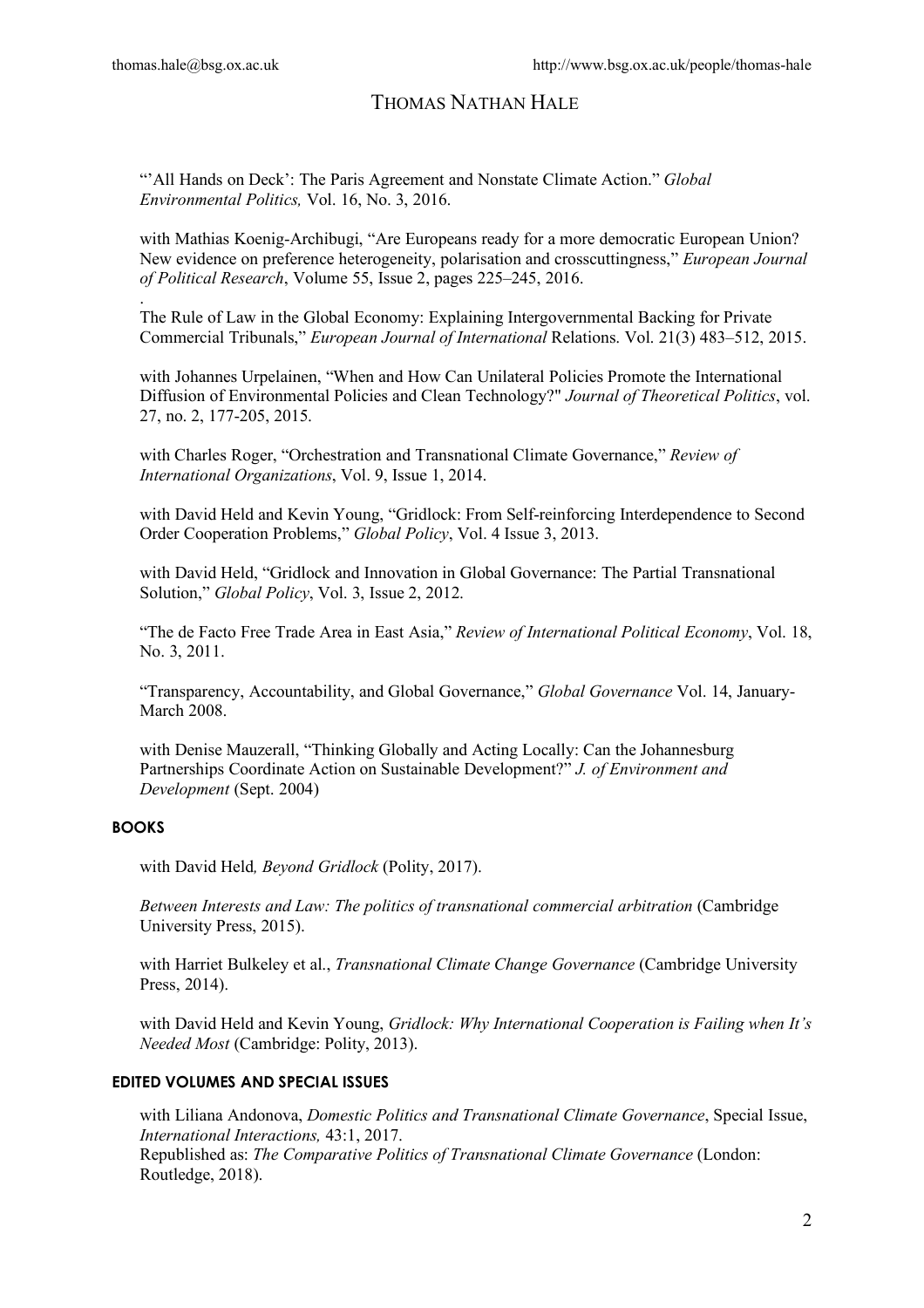# THOMAS NATHAN HALE

"'All Hands on Deck': The Paris Agreement and Nonstate Climate Action." *Global Environmental Politics,* Vol. 16, No. 3, 2016.

with Mathias Koenig-Archibugi, "Are Europeans ready for a more democratic European Union? New evidence on preference heterogeneity, polarisation and crosscuttingness," *European Journal of Political Research*, Volume 55, Issue 2, pages 225–245, 2016.

.
The Rule of Law in the Global Economy: Explaining Intergovernmental Backing for Private Commercial Tribunals," *European Journal of International* Relations. Vol. 21(3) 483–512, 2015.

with Johannes Urpelainen, "When and How Can Unilateral Policies Promote the International Diffusion of Environmental Policies and Clean Technology?" *Journal of Theoretical Politics*, vol. 27, no. 2, 177-205, 2015.

with Charles Roger, "Orchestration and Transnational Climate Governance," *Review of International Organizations*, Vol. 9, Issue 1, 2014.

with David Held and Kevin Young, "Gridlock: From Self-reinforcing Interdependence to Second Order Cooperation Problems," *Global Policy*, Vol. 4 Issue 3, 2013.

with David Held, "Gridlock and Innovation in Global Governance: The Partial Transnational Solution," *Global Policy*, Vol. 3, Issue 2, 2012.

"The de Facto Free Trade Area in East Asia," *Review of International Political Economy*, Vol. 18, No. 3, 2011.

"Transparency, Accountability, and Global Governance," *Global Governance* Vol. 14, January-March 2008.

with Denise Mauzerall, "Thinking Globally and Acting Locally: Can the Johannesburg Partnerships Coordinate Action on Sustainable Development?" *J. of Environment and Development* (Sept. 2004)

**BOOKS**

with David Held*, Beyond Gridlock* (Polity, 2017).

*Between Interests and Law: The politics of transnational commercial arbitration* (Cambridge University Press, 2015).

with Harriet Bulkeley et al., *Transnational Climate Change Governance* (Cambridge University Press, 2014).

with David Held and Kevin Young, *Gridlock: Why International Cooperation is Failing when It's Needed Most* (Cambridge: Polity, 2013).

**EDITED VOLUMES AND SPECIAL ISSUES**

with Liliana Andonova, *Domestic Politics and Transnational Climate Governance*, Special Issue, *International Interactions,* 43:1, 2017.
Republished as: *The Comparative Politics of Transnational Climate Governance* (London: Routledge, 2018).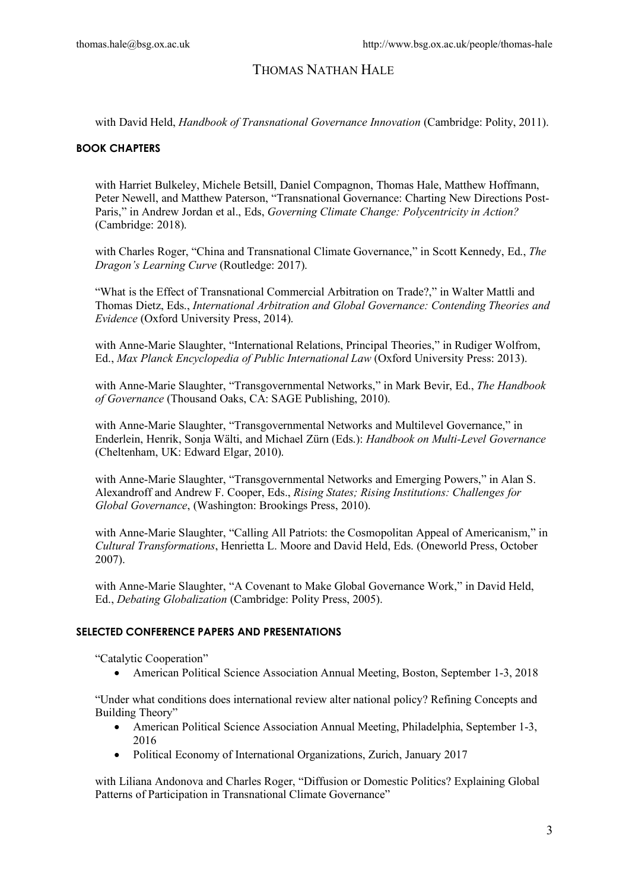with David Held, *Handbook of Transnational Governance Innovation* (Cambridge: Polity, 2011).

## BOOK CHAPTERS

with Harriet Bulkeley, Michele Betsill, Daniel Compagnon, Thomas Hale, Matthew Hoffmann, Peter Newell, and Matthew Paterson, "Transnational Governance: Charting New Directions Post-Paris," in Andrew Jordan et al., Eds, *Governing Climate Change: Polycentricity in Action?* (Cambridge: 2018).

with Charles Roger, "China and Transnational Climate Governance," in Scott Kennedy, Ed., *The Dragon's Learning Curve* (Routledge: 2017).

"What is the Effect of Transnational Commercial Arbitration on Trade?," in Walter Mattli and Thomas Dietz, Eds., *International Arbitration and Global Governance: Contending Theories and Evidence* (Oxford University Press, 2014).

with Anne-Marie Slaughter, "International Relations, Principal Theories," in Rudiger Wolfrom, Ed., *Max Planck Encyclopedia of Public International Law* (Oxford University Press: 2013).

with Anne-Marie Slaughter, "Transgovernmental Networks," in Mark Bevir, Ed., *The Handbook of Governance* (Thousand Oaks, CA: SAGE Publishing, 2010).

with Anne-Marie Slaughter, "Transgovernmental Networks and Multilevel Governance," in Enderlein, Henrik, Sonja Wälti, and Michael Zürn (Eds.): *Handbook on Multi-Level Governance* (Cheltenham, UK: Edward Elgar, 2010).

with Anne-Marie Slaughter, "Transgovernmental Networks and Emerging Powers," in Alan S. Alexandroff and Andrew F. Cooper, Eds., *Rising States; Rising Institutions: Challenges for Global Governance*, (Washington: Brookings Press, 2010).

with Anne-Marie Slaughter, "Calling All Patriots: the Cosmopolitan Appeal of Americanism," in *Cultural Transformations*, Henrietta L. Moore and David Held, Eds. (Oneworld Press, October 2007).

with Anne-Marie Slaughter, "A Covenant to Make Global Governance Work," in David Held, Ed., *Debating Globalization* (Cambridge: Polity Press, 2005).

## SELECTED CONFERENCE PAPERS AND PRESENTATIONS

"Catalytic Cooperation"

- American Political Science Association Annual Meeting, Boston, September 1-3, 2018

"Under what conditions does international review alter national policy? Refining Concepts and Building Theory"

- American Political Science Association Annual Meeting, Philadelphia, September 1-3, 2016
- Political Economy of International Organizations, Zurich, January 2017

with Liliana Andonova and Charles Roger, "Diffusion or Domestic Politics? Explaining Global Patterns of Participation in Transnational Climate Governance"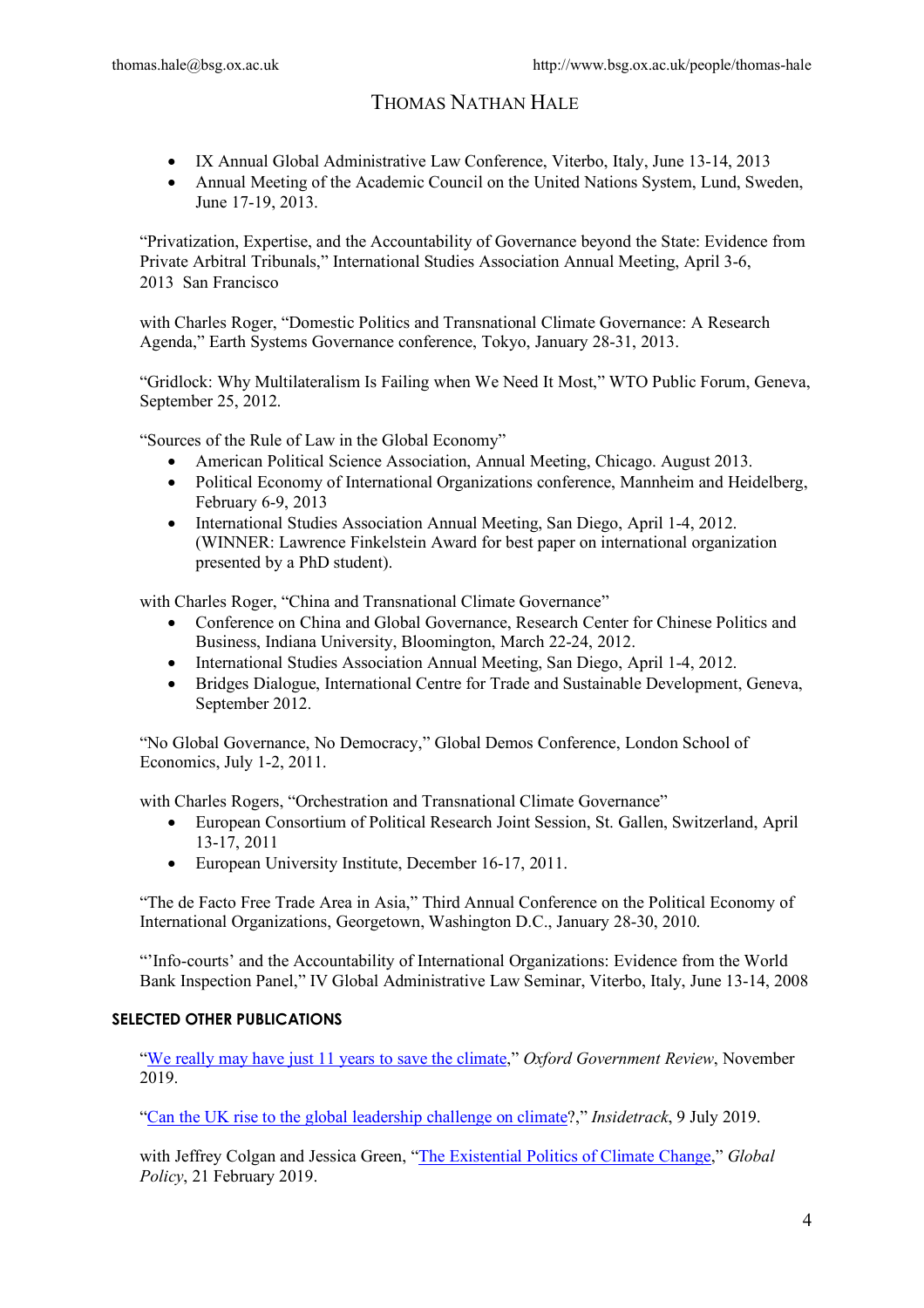- IX Annual Global Administrative Law Conference, Viterbo, Italy, June 13-14, 2013
- Annual Meeting of the Academic Council on the United Nations System, Lund, Sweden, June 17-19, 2013.

"Privatization, Expertise, and the Accountability of Governance beyond the State: Evidence from Private Arbitral Tribunals," International Studies Association Annual Meeting, April 3-6, 2013 San Francisco

with Charles Roger, "Domestic Politics and Transnational Climate Governance: A Research Agenda," Earth Systems Governance conference, Tokyo, January 28-31, 2013.

"Gridlock: Why Multilateralism Is Failing when We Need It Most," WTO Public Forum, Geneva, September 25, 2012.

"Sources of the Rule of Law in the Global Economy"

- American Political Science Association, Annual Meeting, Chicago. August 2013.
- Political Economy of International Organizations conference, Mannheim and Heidelberg, February 6-9, 2013
- International Studies Association Annual Meeting, San Diego, April 1-4, 2012. (WINNER: Lawrence Finkelstein Award for best paper on international organization presented by a PhD student).

with Charles Roger, "China and Transnational Climate Governance"

- Conference on China and Global Governance, Research Center for Chinese Politics and Business, Indiana University, Bloomington, March 22-24, 2012.
- International Studies Association Annual Meeting, San Diego, April 1-4, 2012.
- Bridges Dialogue, International Centre for Trade and Sustainable Development, Geneva, September 2012.

"No Global Governance, No Democracy," Global Demos Conference, London School of Economics, July 1-2, 2011.

with Charles Rogers, "Orchestration and Transnational Climate Governance"

- European Consortium of Political Research Joint Session, St. Gallen, Switzerland, April 13-17, 2011
- European University Institute, December 16-17, 2011.

"The de Facto Free Trade Area in Asia," Third Annual Conference on the Political Economy of International Organizations, Georgetown, Washington D.C., January 28-30, 2010.

"'Info-courts' and the Accountability of International Organizations: Evidence from the World Bank Inspection Panel," IV Global Administrative Law Seminar, Viterbo, Italy, June 13-14, 2008

**SELECTED OTHER PUBLICATIONS**

"We really may have just 11 years to save the climate," *Oxford Government Review*, November 2019.

"Can the UK rise to the global leadership challenge on climate?," *Insidetrack*, 9 July 2019.

with Jeffrey Colgan and Jessica Green, "The Existential Politics of Climate Change," *Global Policy*, 21 February 2019.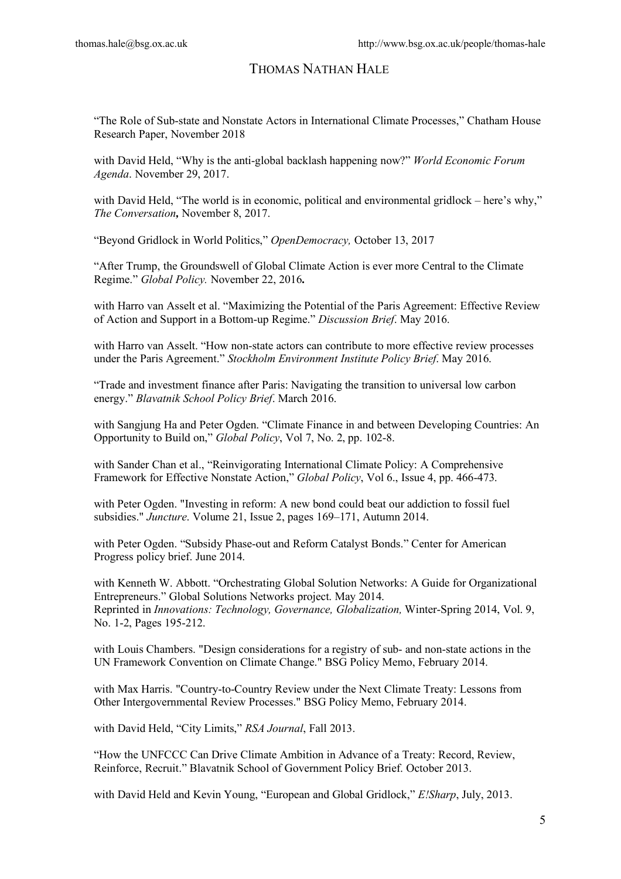# THOMAS NATHAN HALE

"The Role of Sub-state and Nonstate Actors in International Climate Processes," Chatham House Research Paper, November 2018

with David Held, "Why is the anti-global backlash happening now?" *World Economic Forum Agenda*. November 29, 2017.

with David Held, "The world is in economic, political and environmental gridlock – here's why," *The Conversation***,** November 8, 2017.

"Beyond Gridlock in World Politics," *OpenDemocracy,* October 13, 2017

"After Trump, the Groundswell of Global Climate Action is ever more Central to the Climate Regime." *Global Policy.* November 22, 2016**.**

with Harro van Asselt et al. "Maximizing the Potential of the Paris Agreement: Effective Review of Action and Support in a Bottom-up Regime." *Discussion Brief*. May 2016.

with Harro van Asselt. "How non-state actors can contribute to more effective review processes under the Paris Agreement." *Stockholm Environment Institute Policy Brief*. May 2016.

"Trade and investment finance after Paris: Navigating the transition to universal low carbon energy." *Blavatnik School Policy Brief*. March 2016.

with Sangjung Ha and Peter Ogden. "Climate Finance in and between Developing Countries: An Opportunity to Build on," *Global Policy*, Vol 7, No. 2, pp. 102-8.

with Sander Chan et al., "Reinvigorating International Climate Policy: A Comprehensive Framework for Effective Nonstate Action," *Global Policy*, Vol 6., Issue 4, pp. 466-473.

with Peter Ogden. "Investing in reform: A new bond could beat our addiction to fossil fuel subsidies." *Juncture*. Volume 21, Issue 2, pages 169–171, Autumn 2014.

with Peter Ogden. "Subsidy Phase-out and Reform Catalyst Bonds." Center for American Progress policy brief. June 2014.

with Kenneth W. Abbott. "Orchestrating Global Solution Networks: A Guide for Organizational Entrepreneurs." Global Solutions Networks project. May 2014.
Reprinted in *Innovations: Technology, Governance, Globalization,* Winter-Spring 2014, Vol. 9, No. 1-2, Pages 195-212.

with Louis Chambers. "Design considerations for a registry of sub- and non-state actions in the UN Framework Convention on Climate Change." BSG Policy Memo, February 2014.

with Max Harris. "Country-to-Country Review under the Next Climate Treaty: Lessons from Other Intergovernmental Review Processes." BSG Policy Memo, February 2014.

with David Held, "City Limits," *RSA Journal*, Fall 2013.

"How the UNFCCC Can Drive Climate Ambition in Advance of a Treaty: Record, Review, Reinforce, Recruit." Blavatnik School of Government Policy Brief. October 2013.

with David Held and Kevin Young, "European and Global Gridlock," *E!Sharp*, July, 2013.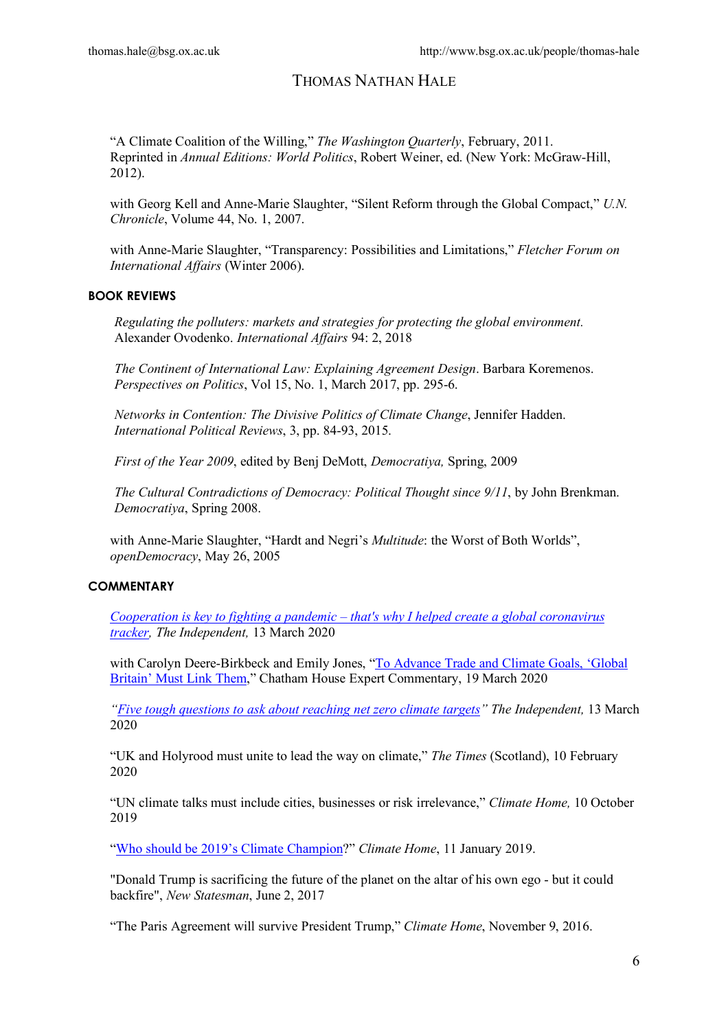"A Climate Coalition of the Willing," *The Washington Quarterly*, February, 2011. Reprinted in *Annual Editions: World Politics*, Robert Weiner, ed. (New York: McGraw-Hill, 2012).

with Georg Kell and Anne-Marie Slaughter, "Silent Reform through the Global Compact," *U.N. Chronicle*, Volume 44, No. 1, 2007.

with Anne-Marie Slaughter, "Transparency: Possibilities and Limitations," *Fletcher Forum on International Affairs* (Winter 2006).

## BOOK REVIEWS

*Regulating the polluters: markets and strategies for protecting the global environment.* Alexander Ovodenko. *International Affairs* 94: 2, 2018

*The Continent of International Law: Explaining Agreement Design*. Barbara Koremenos. *Perspectives on Politics*, Vol 15, No. 1, March 2017, pp. 295-6.

*Networks in Contention: The Divisive Politics of Climate Change*, Jennifer Hadden. *International Political Reviews*, 3, pp. 84-93, 2015.

*First of the Year 2009*, edited by Benj DeMott, *Democratiya,* Spring, 2009

*The Cultural Contradictions of Democracy: Political Thought since 9/11*, by John Brenkman. *Democratiya*, Spring 2008.

with Anne-Marie Slaughter, "Hardt and Negri's *Multitude*: the Worst of Both Worlds", *openDemocracy*, May 26, 2005

## COMMENTARY

*Cooperation is key to fighting a pandemic – that's why I helped create a global coronavirus tracker, The Independent,* 13 March 2020

with Carolyn Deere-Birkbeck and Emily Jones, "To Advance Trade and Climate Goals, 'Global Britain' Must Link Them," Chatham House Expert Commentary, 19 March 2020

*"Five tough questions to ask about reaching net zero climate targets" The Independent,* 13 March 2020

"UK and Holyrood must unite to lead the way on climate," *The Times* (Scotland), 10 February 2020

"UN climate talks must include cities, businesses or risk irrelevance," *Climate Home,* 10 October 2019

"Who should be 2019's Climate Champion?" *Climate Home*, 11 January 2019.

"Donald Trump is sacrificing the future of the planet on the altar of his own ego - but it could backfire", *New Statesman*, June 2, 2017

"The Paris Agreement will survive President Trump," *Climate Home*, November 9, 2016.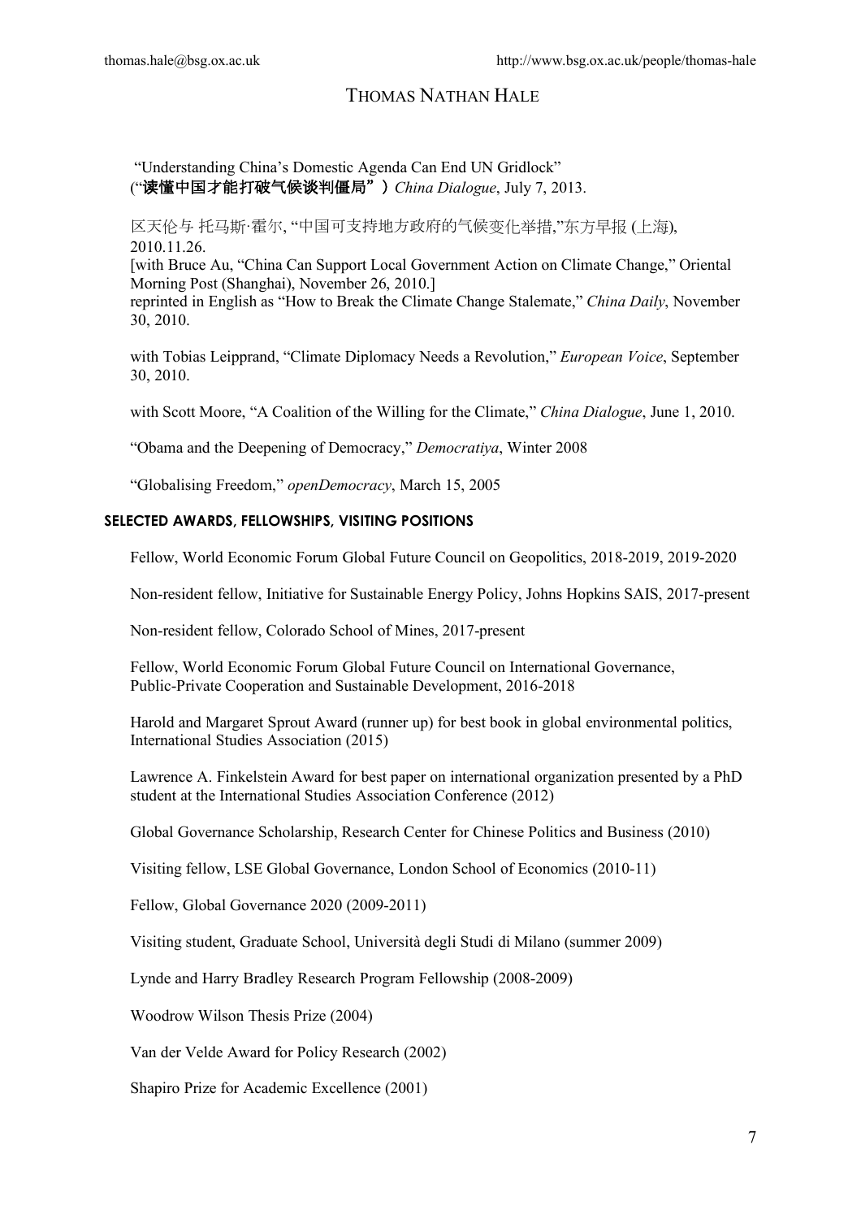# Thomas Nathan Hale

"Understanding China's Domestic Agenda Can End UN Gridlock" (“**读懂中国才能打破气候谈判僵局”）***China Dialogue*, July 7, 2013.

区天伦与 托马斯·霍尔, “中国可支持地方政府的气候变化举措,”东方早报 (上海), 2010.11.26.
[with Bruce Au, "China Can Support Local Government Action on Climate Change," Oriental Morning Post (Shanghai), November 26, 2010.]
reprinted in English as "How to Break the Climate Change Stalemate," *China Daily*, November 30, 2010.

with Tobias Leipprand, "Climate Diplomacy Needs a Revolution," *European Voice*, September 30, 2010.

with Scott Moore, "A Coalition of the Willing for the Climate," *China Dialogue*, June 1, 2010.

"Obama and the Deepening of Democracy," *Democratiya*, Winter 2008

"Globalising Freedom," *openDemocracy*, March 15, 2005

## SELECTED AWARDS, FELLOWSHIPS, VISITING POSITIONS

Fellow, World Economic Forum Global Future Council on Geopolitics, 2018-2019, 2019-2020

Non-resident fellow, Initiative for Sustainable Energy Policy, Johns Hopkins SAIS, 2017-present

Non-resident fellow, Colorado School of Mines, 2017-present

Fellow, World Economic Forum Global Future Council on International Governance, Public-Private Cooperation and Sustainable Development, 2016-2018

Harold and Margaret Sprout Award (runner up) for best book in global environmental politics, International Studies Association (2015)

Lawrence A. Finkelstein Award for best paper on international organization presented by a PhD student at the International Studies Association Conference (2012)

Global Governance Scholarship, Research Center for Chinese Politics and Business (2010)

Visiting fellow, LSE Global Governance, London School of Economics (2010-11)

Fellow, Global Governance 2020 (2009-2011)

Visiting student, Graduate School, Università degli Studi di Milano (summer 2009)

Lynde and Harry Bradley Research Program Fellowship (2008-2009)

Woodrow Wilson Thesis Prize (2004)

Van der Velde Award for Policy Research (2002)

Shapiro Prize for Academic Excellence (2001)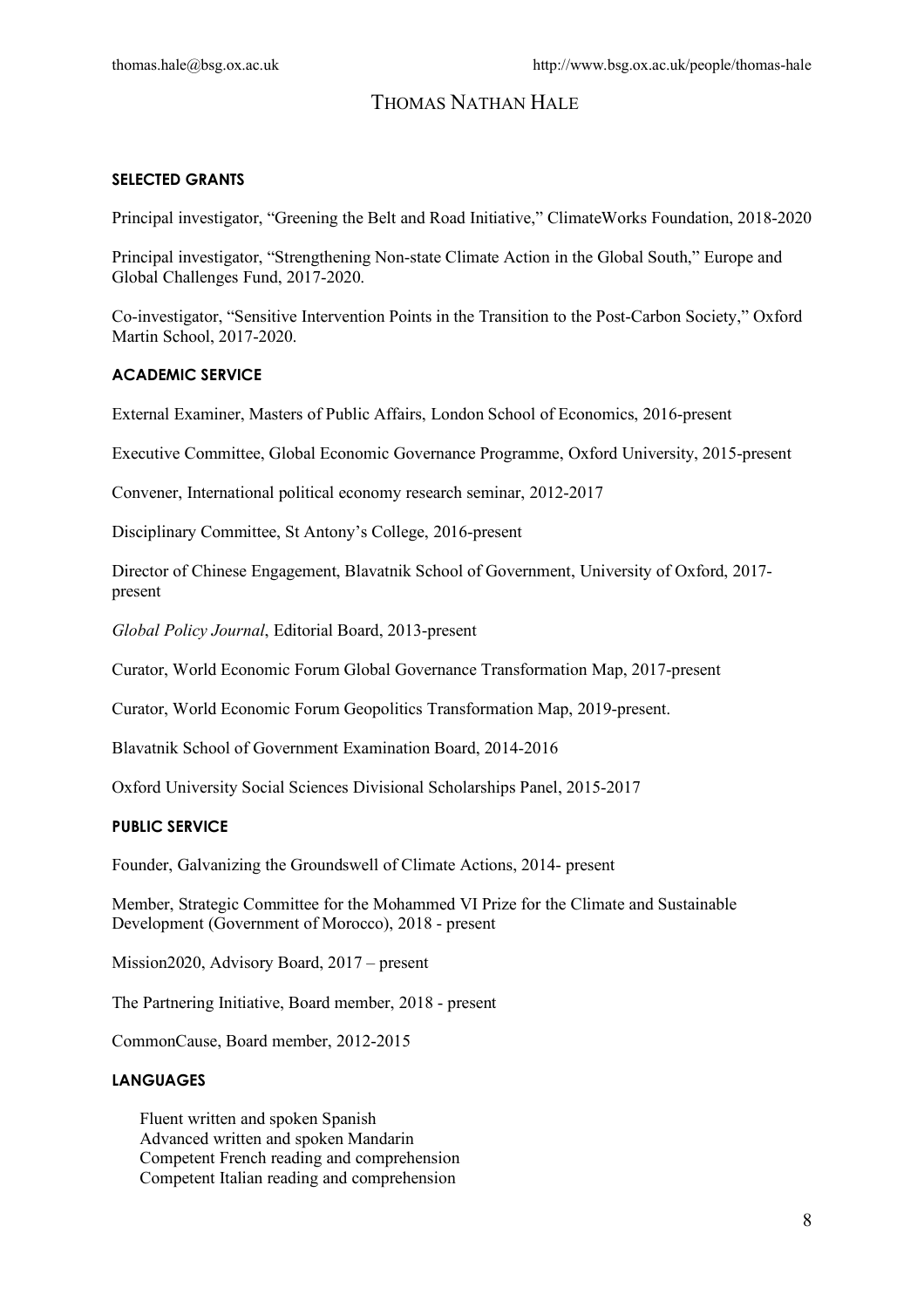# Thomas Nathan Hale

### SELECTED GRANTS

Principal investigator, "Greening the Belt and Road Initiative," ClimateWorks Foundation, 2018-2020

Principal investigator, "Strengthening Non-state Climate Action in the Global South," Europe and Global Challenges Fund, 2017-2020.

Co-investigator, "Sensitive Intervention Points in the Transition to the Post-Carbon Society," Oxford Martin School, 2017-2020.

### ACADEMIC SERVICE

External Examiner, Masters of Public Affairs, London School of Economics, 2016-present

Executive Committee, Global Economic Governance Programme, Oxford University, 2015-present

Convener, International political economy research seminar, 2012-2017

Disciplinary Committee, St Antony's College, 2016-present

Director of Chinese Engagement, Blavatnik School of Government, University of Oxford, 2017-present

*Global Policy Journal*, Editorial Board, 2013-present

Curator, World Economic Forum Global Governance Transformation Map, 2017-present

Curator, World Economic Forum Geopolitics Transformation Map, 2019-present.

Blavatnik School of Government Examination Board, 2014-2016

Oxford University Social Sciences Divisional Scholarships Panel, 2015-2017

### PUBLIC SERVICE

Founder, Galvanizing the Groundswell of Climate Actions, 2014- present

Member, Strategic Committee for the Mohammed VI Prize for the Climate and Sustainable Development (Government of Morocco), 2018 - present

Mission2020, Advisory Board, 2017 – present

The Partnering Initiative, Board member, 2018 - present

CommonCause, Board member, 2012-2015

### LANGUAGES

Fluent written and spoken Spanish
Advanced written and spoken Mandarin
Competent French reading and comprehension
Competent Italian reading and comprehension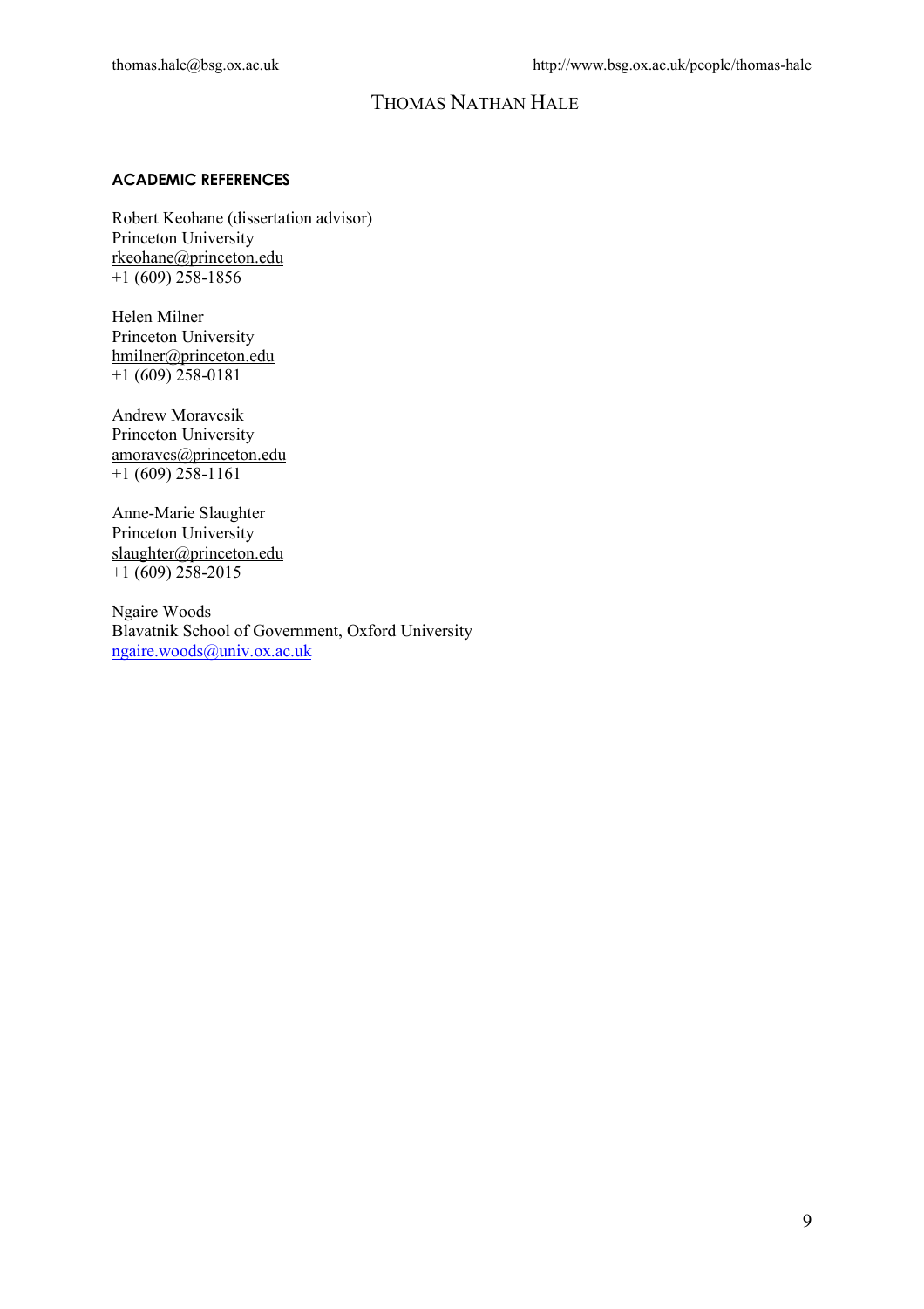# THOMAS NATHAN HALE

### ACADEMIC REFERENCES

Robert Keohane (dissertation advisor)
Princeton University
rkeohane@princeton.edu
+1 (609) 258-1856

Helen Milner
Princeton University
hmilner@princeton.edu
+1 (609) 258-0181

Andrew Moravcsik
Princeton University
amoravcs@princeton.edu
+1 (609) 258-1161

Anne-Marie Slaughter
Princeton University
slaughter@princeton.edu
+1 (609) 258-2015

Ngaire Woods
Blavatnik School of Government, Oxford University
ngaire.woods@univ.ox.ac.uk